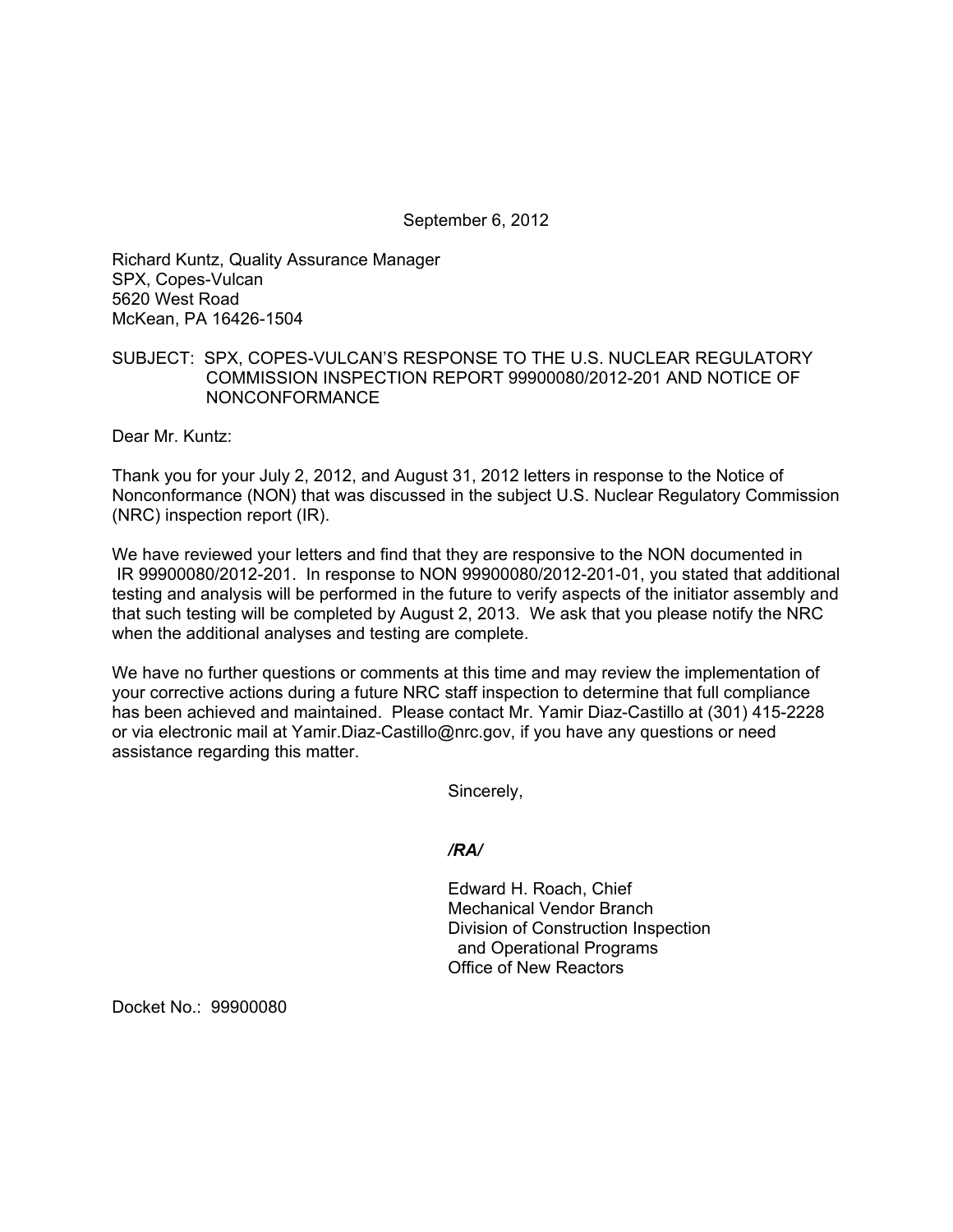September 6, 2012

Richard Kuntz, Quality Assurance Manager
SPX, Copes-Vulcan
5620 West Road
McKean, PA 16426-1504

SUBJECT: SPX, COPES-VULCAN'S RESPONSE TO THE U.S. NUCLEAR REGULATORY COMMISSION INSPECTION REPORT 99900080/2012-201 AND NOTICE OF NONCONFORMANCE

Dear Mr. Kuntz:

Thank you for your July 2, 2012, and August 31, 2012 letters in response to the Notice of Nonconformance (NON) that was discussed in the subject U.S. Nuclear Regulatory Commission (NRC) inspection report (IR).

We have reviewed your letters and find that they are responsive to the NON documented in IR 99900080/2012-201. In response to NON 99900080/2012-201-01, you stated that additional testing and analysis will be performed in the future to verify aspects of the initiator assembly and that such testing will be completed by August 2, 2013. We ask that you please notify the NRC when the additional analyses and testing are complete.

We have no further questions or comments at this time and may review the implementation of your corrective actions during a future NRC staff inspection to determine that full compliance has been achieved and maintained. Please contact Mr. Yamir Diaz-Castillo at (301) 415-2228 or via electronic mail at Yamir.Diaz-Castillo@nrc.gov, if you have any questions or need assistance regarding this matter.

Sincerely,

***/RA/***

Edward H. Roach, Chief
Mechanical Vendor Branch
Division of Construction Inspection
and Operational Programs
Office of New Reactors

Docket No.: 99900080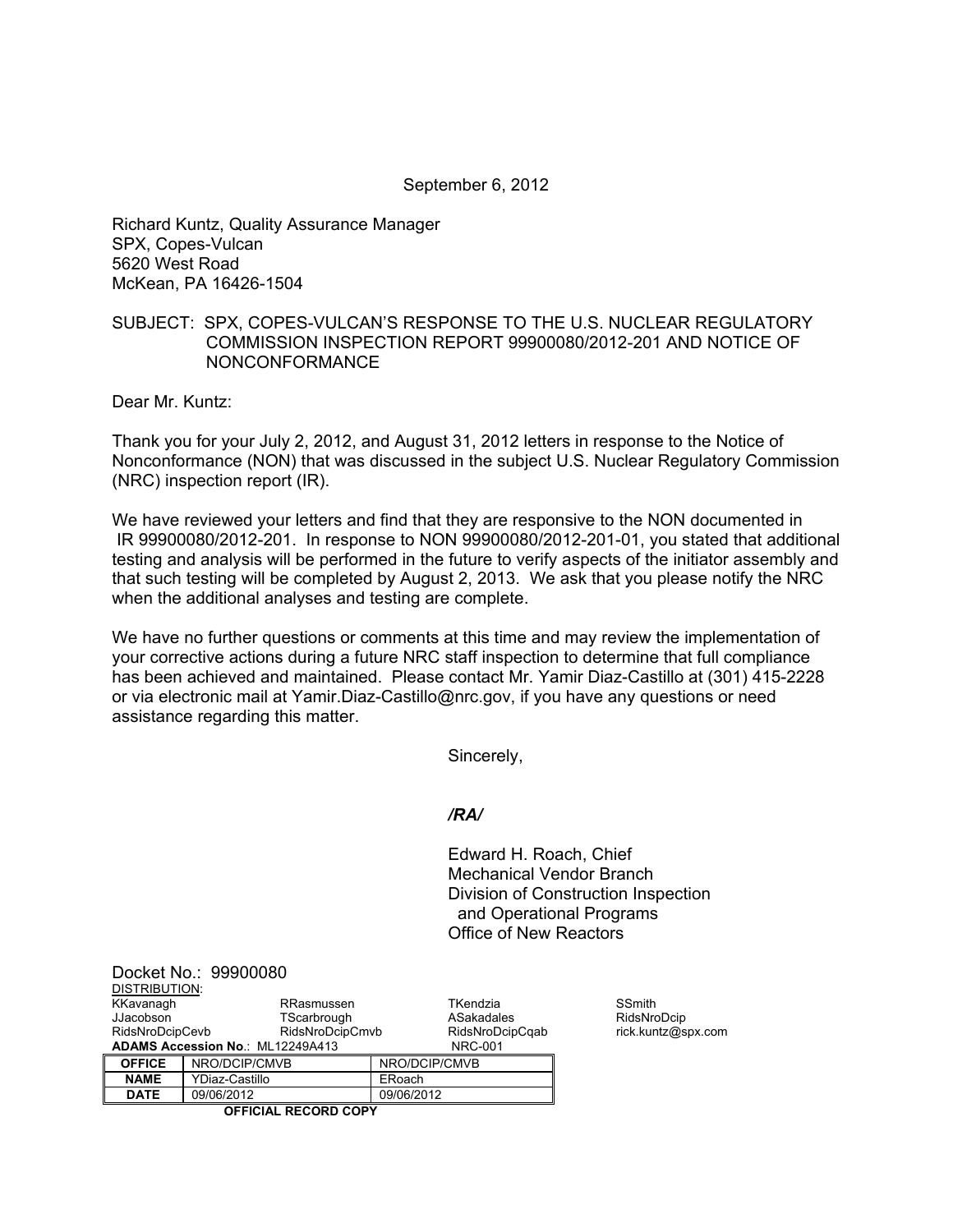September 6, 2012

Richard Kuntz, Quality Assurance Manager
SPX, Copes-Vulcan
5620 West Road
McKean, PA 16426-1504

SUBJECT: SPX, COPES-VULCAN'S RESPONSE TO THE U.S. NUCLEAR REGULATORY COMMISSION INSPECTION REPORT 99900080/2012-201 AND NOTICE OF NONCONFORMANCE

Dear Mr. Kuntz:

Thank you for your July 2, 2012, and August 31, 2012 letters in response to the Notice of Nonconformance (NON) that was discussed in the subject U.S. Nuclear Regulatory Commission (NRC) inspection report (IR).

We have reviewed your letters and find that they are responsive to the NON documented in IR 99900080/2012-201. In response to NON 99900080/2012-201-01, you stated that additional testing and analysis will be performed in the future to verify aspects of the initiator assembly and that such testing will be completed by August 2, 2013. We ask that you please notify the NRC when the additional analyses and testing are complete.

We have no further questions or comments at this time and may review the implementation of your corrective actions during a future NRC staff inspection to determine that full compliance has been achieved and maintained. Please contact Mr. Yamir Diaz-Castillo at (301) 415-2228 or via electronic mail at Yamir.Diaz-Castillo@nrc.gov, if you have any questions or need assistance regarding this matter.

Sincerely,

*/RA/*

Edward H. Roach, Chief
Mechanical Vendor Branch
Division of Construction Inspection
and Operational Programs
Office of New Reactors

Docket No.: 99900080

DISTRIBUTION:

| | | | |
|---|---|---|---|
| KKavanagh | RRasmussen | TKendzia | SSmith |
| JJacobson | TScarbrough | ASakadales | RidsNroDcip |
| RidsNroDcipCevb | RidsNroDcipCmvb | RidsNroDcipCqab | rick.kuntz@spx.com |

**ADAMS Accession No.**: ML12249A413 NRC-001

| **OFFICE** | NRO/DCIP/CMVB | NRO/DCIP/CMVB |
|---|---|---|
| **NAME** | YDiaz-Castillo | ERoach |
| **DATE** | 09/06/2012 | 09/06/2012 |

**OFFICIAL RECORD COPY**